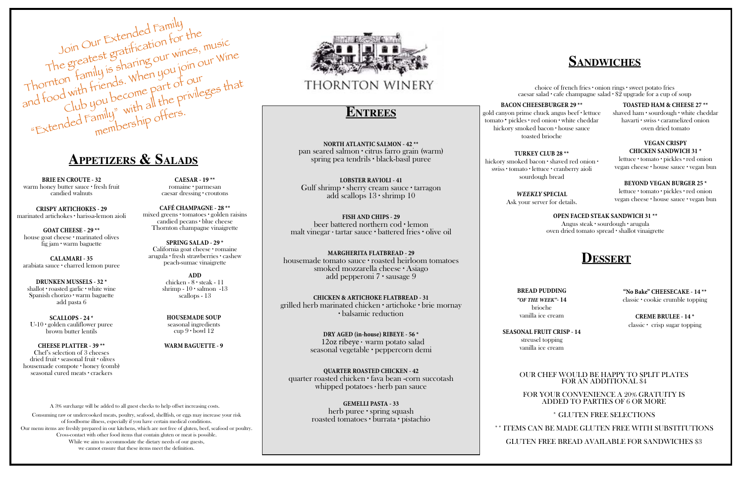Join Our Extended Family
The greatest gratification for the Thornton family is sharing our wines, music and food with friends. When you join our Wine Club you become part of our "Extended Family" with all the privileges that membership offers.

THORNTON WINERY

## Appetizers & Salads

**BRIE EN CROUTE - 32**
warm honey butter sauce • fresh fruit
candied walnuts

**CRISPY ARTICHOKES - 29**
marinated artichokes • harissa-lemon aioli

**GOAT CHEESE - 29 \*\***
house goat cheese • marinated olives
fig jam • warm baguette

**CALAMARI - 35**
arabiata sauce • charred lemon puree

**DRUNKEN MUSSELS - 32 \***
shallot • roasted garlic • white wine
Spanish chorizo • warm baguette
add pasta 6

**SCALLOPS - 24 \***
U-10 • golden cauliflower puree
brown butter lentils

**CHEESE PLATTER - 39 \*\***
Chef's selection of 3 cheeses
dried fruit • seasonal fruit • olives
housemade compote • honey (comb)
seasonal cured meats • crackers

**CAESAR - 19 \*\***
romaine • parmesan
caesar dressing • croutons

**CAFÉ CHAMPAGNE - 28 \*\***
mixed greens • tomatoes • golden raisins
candied pecans • blue cheese
Thornton champagne vinaigrette

**SPRING SALAD - 29 \***
California goat cheese • romaine
arugula • fresh strawberries • cashew
peach-sumac vinaigrette

**ADD**
chicken - 8 • steak - 11
shrimp - 10 • salmon -13
scallops - 13

**HOUSEMADE SOUP**
seasonal ingredients
cup 9 • bowl 12

**WARM BAGUETTE - 9**

A 3% surcharge will be added to all guest checks to help offset increasing costs.

Consuming raw or undercooked meats, poultry, seafood, shellfish, or eggs may increase your risk of foodborne illness, especially if you have certain medical conditions.
Our menu items are freshly prepared in our kitchens, which are not free of gluten, beef, seafood or poultry. Cross-contact with other food items that contain gluten or meat is possible.
While we aim to accommodate the dietary needs of our guests, we cannot ensure that these items meet the definition.

## Entrees

**NORTH ATLANTIC SALMON - 42 \*\***
pan seared salmon • citrus farro grain (warm)
spring pea tendrils • black-basil puree

**LOBSTER RAVIOLI - 41**
Gulf shrimp • sherry cream sauce • tarragon
add scallops 13 • shrimp 10

**FISH AND CHIPS - 29**
beer battered northern cod • lemon
malt vinegar • tartar sauce • battered fries • olive oil

**MARGHERITA FLATBREAD - 29**
housemade tomato sauce • roasted heirloom tomatoes
smoked mozzarella cheese • Asiago
add pepperoni 7 • sausage 9

**CHICKEN & ARTICHOKE FLATBREAD - 31**
grilled herb marinated chicken • artichoke • brie mornay
• balsamic reduction

**DRY AGED (in-house) RIBEYE - 56 \***
12oz ribeye • warm potato salad
seasonal vegetable • peppercorn demi

**QUARTER ROASTED CHICKEN - 42**
quarter roasted chicken • fava bean -corn succotash
whipped potatoes • herb pan sauce

**GEMELLI PASTA - 33**
herb puree • spring squash
roasted tomatoes • burrata • pistachio

## Sandwiches

choice of french fries • onion rings • sweet potato fries
caesar salad • cafe champagne salad • $2 upgrade for a cup of soup

**BACON CHEESEBURGER 29 \*\***
gold canyon prime chuck angus beef • lettuce
tomato • pickles • red onion • white cheddar
hickory smoked bacon • house sauce
toasted brioche

**TURKEY CLUB 28 \*\***
hickory smoked bacon • shaved red onion •
swiss • tomato • lettuce • cranberry aioli
sourdough bread

***WEEKLY* SPECIAL**
Ask your server for details.

**TOASTED HAM & CHEESE 27 \*\***
shaved ham • sourdough • white cheddar
havarti • swiss • caramelized onion
oven dried tomato

**VEGAN CRISPY CHICKEN SANDWICH 31 \***
lettuce • tomato • pickles • red onion
vegan cheese • house sauce • vegan bun

**BEYOND VEGAN BURGER 25 \***
lettuce • tomato • pickles • red onion
vegan cheese • house sauce • vegan bun

**OPEN FACED STEAK SANDWICH 31 \*\***
Angus steak • sourdough • arugula
oven dried tomato spread • shallot vinaigrette

## Dessert

**BREAD PUDDING**
***"OF THE WEEK"* - 14**
brioche
vanilla ice cream

**SEASONAL FRUIT CRISP - 14**
streusel topping
vanilla ice cream

**"No Bake" CHEESECAKE - 14 \*\***
classic • cookie crumble topping

**CREME BRULEE - 14 \***
classic • crisp sugar topping

OUR CHEF WOULD BE HAPPY TO SPLIT PLATES FOR AN ADDITIONAL $4

FOR YOUR CONVENIENCE A 20% GRATUITY IS ADDED TO PARTIES OF 6 OR MORE

\* GLUTEN FREE SELECTIONS

\*\* ITEMS CAN BE MADE GLUTEN FREE WITH SUBSTITUTIONS

GLUTEN FREE BREAD AVAILABLE FOR SANDWICHES $3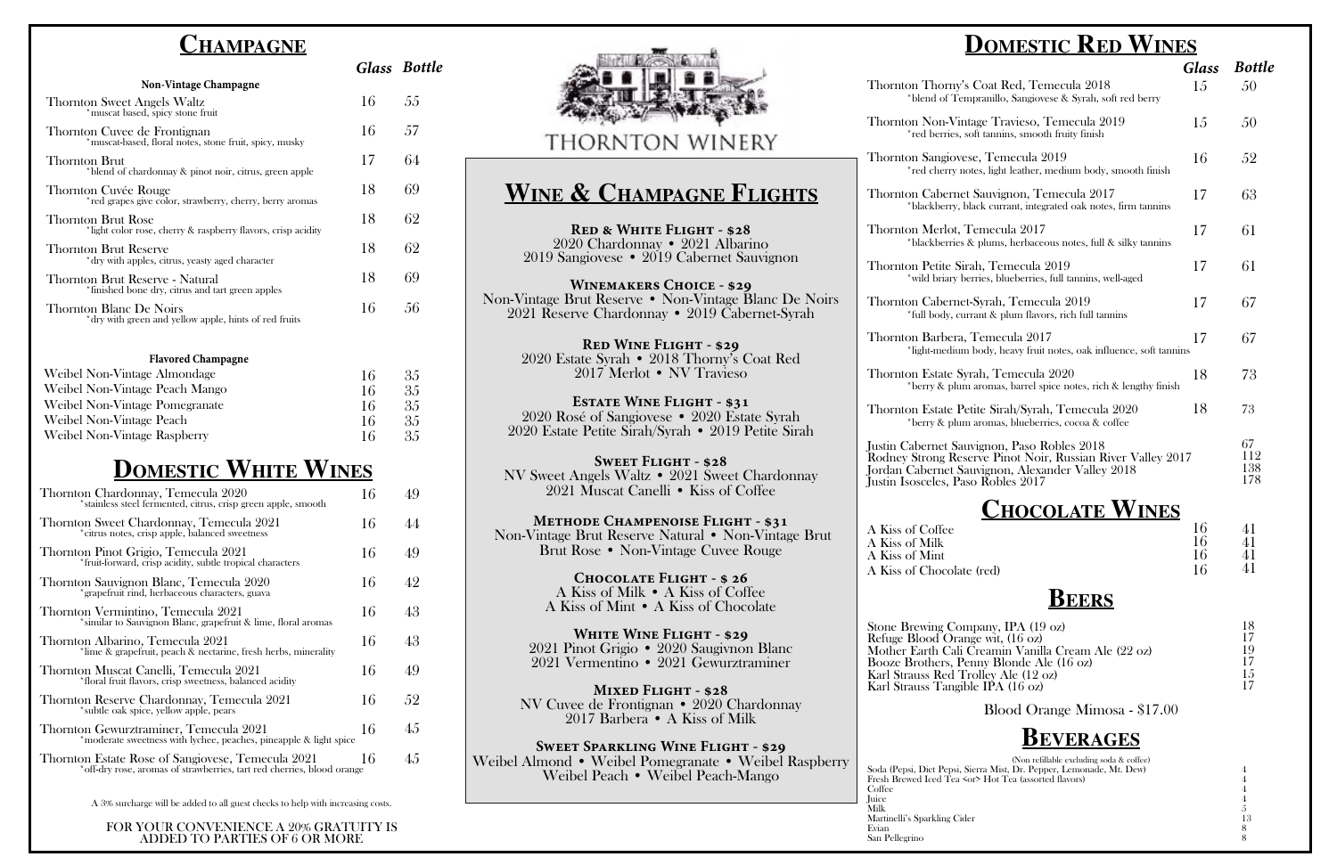# Champagne

| Non-Vintage Champagne | Glass | Bottle |
|---|---|---|
| Thornton Sweet Angels Waltz<br>*muscat based, spicy stone fruit | 16 | 55 |
| Thornton Cuvee de Frontignan<br>*muscat-based, floral notes, stone fruit, spicy, musky | 16 | 57 |
| Thornton Brut<br>*blend of chardonnay & pinot noir, citrus, green apple | 17 | 64 |
| Thornton Cuvée Rouge<br>*red grapes give color, strawberry, cherry, berry aromas | 18 | 69 |
| Thornton Brut Rose<br>*light color rose, cherry & raspberry flavors, crisp acidity | 18 | 62 |
| Thornton Brut Reserve<br>*dry with apples, citrus, yeasty aged character | 18 | 62 |
| Thornton Brut Reserve - Natural<br>*finished bone dry, citrus and tart green apples | 18 | 69 |
| Thornton Blanc De Noirs<br>*dry with green and yellow apple, hints of red fruits | 16 | 56 |

| Flavored Champagne | Glass | Bottle |
|---|---|---|
| Weibel Non-Vintage Almondage | 16 | 35 |
| Weibel Non-Vintage Peach Mango | 16 | 35 |
| Weibel Non-Vintage Pomegranate | 16 | 35 |
| Weibel Non-Vintage Peach | 16 | 35 |
| Weibel Non-Vintage Raspberry | 16 | 35 |

# Domestic White Wines

| | Glass | Bottle |
|---|---|---|
| Thornton Chardonnay, Temecula 2020<br>*stainless steel fermented, citrus, crisp green apple, smooth | 16 | 49 |
| Thornton Sweet Chardonnay, Temecula 2021<br>*citrus notes, crisp apple, balanced sweetness | 16 | 44 |
| Thornton Pinot Grigio, Temecula 2021<br>*fruit-forward, crisp acidity, subtle tropical characters | 16 | 49 |
| Thornton Sauvignon Blanc, Temecula 2020<br>*grapefruit rind, herbaceous characters, guava | 16 | 42 |
| Thornton Vermintino, Temecula 2021<br>*similar to Sauvignon Blanc, grapefruit & lime, floral aromas | 16 | 43 |
| Thornton Albarino, Temecula 2021<br>*lime & grapefruit, peach & nectarine, fresh herbs, minerality | 16 | 43 |
| Thornton Muscat Canelli, Temecula 2021<br>*floral fruit flavors, crisp sweetness, balanced acidity | 16 | 49 |
| Thornton Reserve Chardonnay, Temecula 2021<br>*subtle oak spice, yellow apple, pears | 16 | 52 |
| Thornton Gewurztraminer, Temecula 2021<br>*moderate sweetness with lychee, peaches, pineapple & light spice | 16 | 45 |
| Thornton Estate Rose of Sangiovese, Temecula 2021<br>*off-dry rose, aromas of strawberries, tart red cherries, blood orange | 16 | 45 |

A 3% surcharge will be added to all guest checks to help with increasing costs.

FOR YOUR CONVENIENCE A 20% GRATUITY IS ADDED TO PARTIES OF 6 OR MORE

THORNTON WINERY

# Wine & Champagne Flights

**Red & White Flight - $28**
2020 Chardonnay • 2021 Albarino
2019 Sangiovese • 2019 Cabernet Sauvignon

**Winemakers Choice - $29**
Non-Vintage Brut Reserve • Non-Vintage Blanc De Noirs
2021 Reserve Chardonnay • 2019 Cabernet-Syrah

**Red Wine Flight - $29**
2020 Estate Syrah • 2018 Thorny's Coat Red
2017 Merlot • NV Travieso

**Estate Wine Flight - $31**
2020 Rosé of Sangiovese • 2020 Estate Syrah
2020 Estate Petite Sirah/Syrah • 2019 Petite Sirah

**Sweet Flight - $28**
NV Sweet Angels Waltz • 2021 Sweet Chardonnay
2021 Muscat Canelli • Kiss of Coffee

**Methode Champenoise Flight - $31**
Non-Vintage Brut Reserve Natural • Non-Vintage Brut
Brut Rose • Non-Vintage Cuvee Rouge

**Chocolate Flight - $ 26**
A Kiss of Milk • A Kiss of Coffee
A Kiss of Mint • A Kiss of Chocolate

**White Wine Flight - $29**
2021 Pinot Grigio • 2020 Saugivnon Blanc
2021 Vermentino • 2021 Gewurztraminer

**Mixed Flight - $28**
NV Cuvee de Frontignan • 2020 Chardonnay
2017 Barbera • A Kiss of Milk

**Sweet Sparkling Wine Flight - $29**
Weibel Almond • Weibel Pomegranate • Weibel Raspberry
Weibel Peach • Weibel Peach-Mango

# Domestic Red Wines

| | Glass | Bottle |
|---|---|---|
| Thornton Thorny's Coat Red, Temecula 2018<br>*blend of Tempranillo, Sangiovese & Syrah, soft red berry | 15 | 50 |
| Thornton Non-Vintage Travieso, Temecula 2019<br>*red berries, soft tannins, smooth fruity finish | 15 | 50 |
| Thornton Sangiovese, Temecula 2019<br>*red cherry notes, light leather, medium body, smooth finish | 16 | 52 |
| Thornton Cabernet Sauvignon, Temecula 2017<br>*blackberry, black currant, integrated oak notes, firm tannins | 17 | 63 |
| Thornton Merlot, Temecula 2017<br>*blackberries & plums, herbaceous notes, full & silky tannins | 17 | 61 |
| Thornton Petite Sirah, Temecula 2019<br>*wild briary berries, blueberries, full tannins, well-aged | 17 | 61 |
| Thornton Cabernet-Syrah, Temecula 2019<br>*full body, currant & plum flavors, rich full tannins | 17 | 67 |
| Thornton Barbera, Temecula 2017<br>*light-medium body, heavy fruit notes, oak influence, soft tannins | 17 | 67 |
| Thornton Estate Syrah, Temecula 2020<br>*berry & plum aromas, barrel spice notes, rich & lengthy finish | 18 | 73 |
| Thornton Estate Petite Sirah/Syrah, Temecula 2020<br>*berry & plum aromas, blueberries, cocoa & coffee | 18 | 73 |
| Justin Cabernet Sauvignon, Paso Robles 2018 | | 67 |
| Rodney Strong Reserve Pinot Noir, Russian River Valley 2017 | | 112 |
| Jordan Cabernet Sauvignon, Alexander Valley 2018 | | 138 |
| Justin Isosceles, Paso Robles 2017 | | 178 |

# Chocolate Wines

| | Glass | Bottle |
|---|---|---|
| A Kiss of Coffee | 16 | 41 |
| A Kiss of Milk | 16 | 41 |
| A Kiss of Mint | 16 | 41 |
| A Kiss of Chocolate (red) | 16 | 41 |

# Beers

| | |
|---|---|
| Stone Brewing Company, IPA (19 oz) | 18 |
| Refuge Blood Orange wit, (16 oz) | 17 |
| Mother Earth Cali Creamin Vanilla Cream Ale (22 oz) | 19 |
| Booze Brothers, Penny Blonde Ale (16 oz) | 17 |
| Karl Strauss Red Trolley Ale (12 oz) | 15 |
| Karl Strauss Tangible IPA (16 oz) | 17 |

Blood Orange Mimosa - $17.00

# Beverages

(Non refillable excluding soda & coffee)

| | |
|---|---|
| Soda (Pepsi, Diet Pepsi, Sierra Mist, Dr. Pepper, Lemonade, Mt. Dew) | 4 |
| Fresh Brewed Iced Tea <or> Hot Tea (assorted flavors) | 4 |
| Coffee | 4 |
| Juice | 4 |
| Milk | 5 |
| Martinelli's Sparkling Cider | 13 |
| Evian | 8 |
| San Pellegrino | 8 |